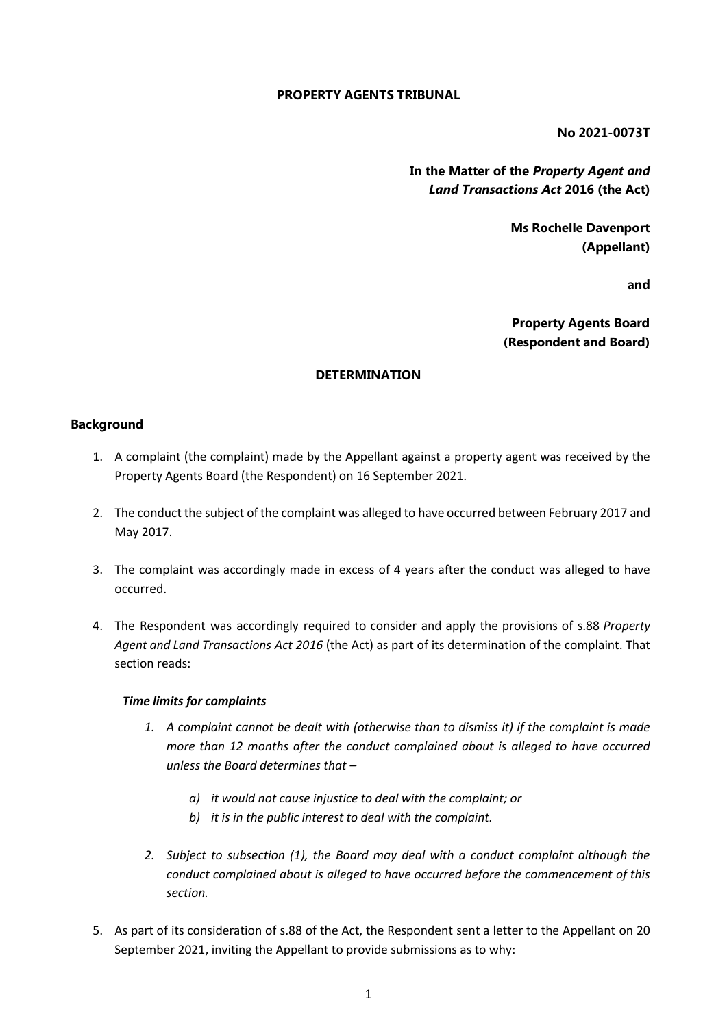**PROPERTY AGENTS TRIBUNAL**

**No 2021-0073T**

**In the Matter of the *Property Agent and Land Transactions Act* 2016 (the Act)**

**Ms Rochelle Davenport**
**(Appellant)**

**and**

**Property Agents Board**
**(Respondent and Board)**

**DETERMINATION**

## Background

1. A complaint (the complaint) made by the Appellant against a property agent was received by the Property Agents Board (the Respondent) on 16 September 2021.

2. The conduct the subject of the complaint was alleged to have occurred between February 2017 and May 2017.

3. The complaint was accordingly made in excess of 4 years after the conduct was alleged to have occurred.

4. The Respondent was accordingly required to consider and apply the provisions of s.88 *Property Agent and Land Transactions Act 2016* (the Act) as part of its determination of the complaint. That section reads:

   ***Time limits for complaints***

   1. *A complaint cannot be dealt with (otherwise than to dismiss it) if the complaint is made more than 12 months after the conduct complained about is alleged to have occurred unless the Board determines that –*

      a) *it would not cause injustice to deal with the complaint; or*
      b) *it is in the public interest to deal with the complaint.*

   2. *Subject to subsection (1), the Board may deal with a conduct complaint although the conduct complained about is alleged to have occurred before the commencement of this section.*

5. As part of its consideration of s.88 of the Act, the Respondent sent a letter to the Appellant on 20 September 2021, inviting the Appellant to provide submissions as to why: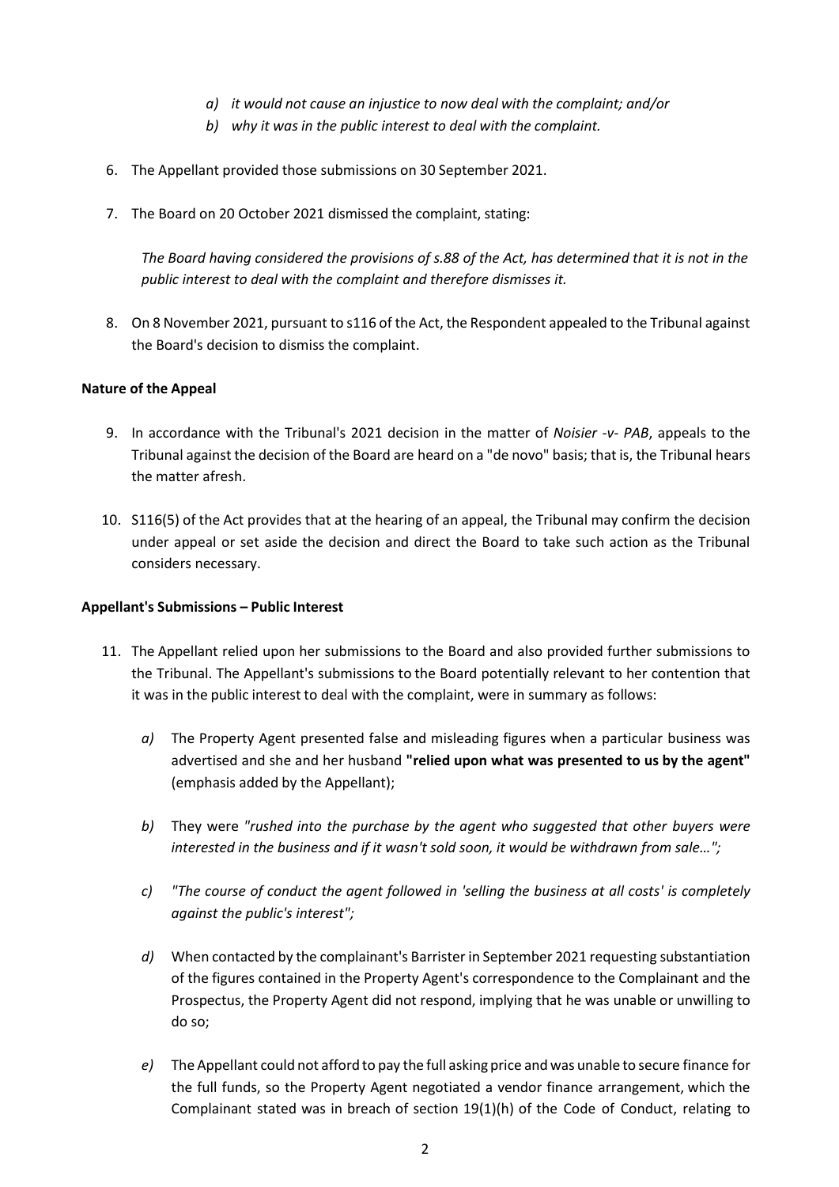*a) it would not cause an injustice to now deal with the complaint; and/or*

*b) why it was in the public interest to deal with the complaint.*

6. The Appellant provided those submissions on 30 September 2021.

7. The Board on 20 October 2021 dismissed the complaint, stating:

   *The Board having considered the provisions of s.88 of the Act, has determined that it is not in the public interest to deal with the complaint and therefore dismisses it.*

8. On 8 November 2021, pursuant to s116 of the Act, the Respondent appealed to the Tribunal against the Board's decision to dismiss the complaint.

**Nature of the Appeal**

9. In accordance with the Tribunal's 2021 decision in the matter of *Noisier -v- PAB*, appeals to the Tribunal against the decision of the Board are heard on a "de novo" basis; that is, the Tribunal hears the matter afresh.

10. S116(5) of the Act provides that at the hearing of an appeal, the Tribunal may confirm the decision under appeal or set aside the decision and direct the Board to take such action as the Tribunal considers necessary.

**Appellant's Submissions – Public Interest**

11. The Appellant relied upon her submissions to the Board and also provided further submissions to the Tribunal. The Appellant's submissions to the Board potentially relevant to her contention that it was in the public interest to deal with the complaint, were in summary as follows:

    *a)* The Property Agent presented false and misleading figures when a particular business was advertised and she and her husband **"relied upon what was presented to us by the agent"** (emphasis added by the Appellant);

    *b)* They were *"rushed into the purchase by the agent who suggested that other buyers were interested in the business and if it wasn't sold soon, it would be withdrawn from sale…";*

    *c)* *"The course of conduct the agent followed in 'selling the business at all costs' is completely against the public's interest";*

    *d)* When contacted by the complainant's Barrister in September 2021 requesting substantiation of the figures contained in the Property Agent's correspondence to the Complainant and the Prospectus, the Property Agent did not respond, implying that he was unable or unwilling to do so;

    *e)* The Appellant could not afford to pay the full asking price and was unable to secure finance for the full funds, so the Property Agent negotiated a vendor finance arrangement, which the Complainant stated was in breach of section 19(1)(h) of the Code of Conduct, relating to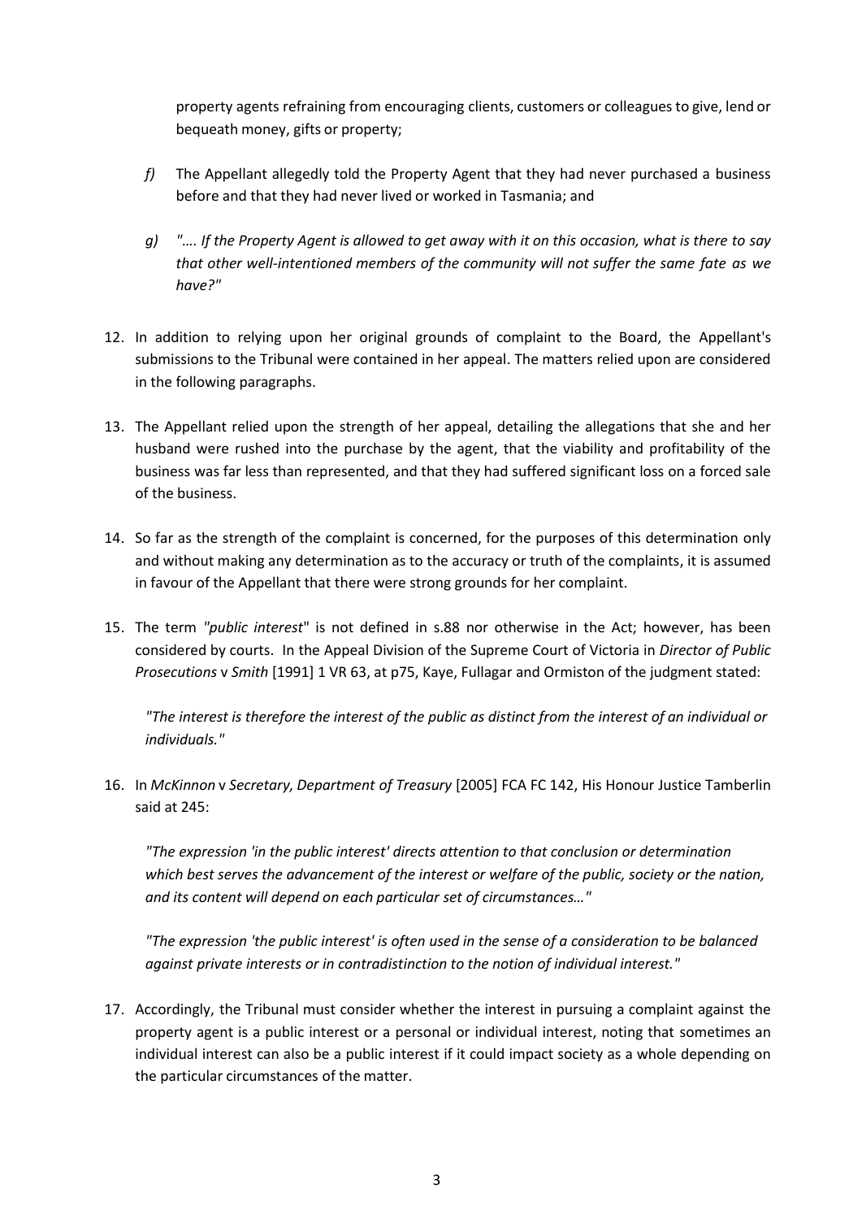property agents refraining from encouraging clients, customers or colleagues to give, lend or bequeath money, gifts or property;

*f)* The Appellant allegedly told the Property Agent that they had never purchased a business before and that they had never lived or worked in Tasmania; and

*g)* *"…. If the Property Agent is allowed to get away with it on this occasion, what is there to say that other well-intentioned members of the community will not suffer the same fate as we have?"*

12. In addition to relying upon her original grounds of complaint to the Board, the Appellant's submissions to the Tribunal were contained in her appeal. The matters relied upon are considered in the following paragraphs.

13. The Appellant relied upon the strength of her appeal, detailing the allegations that she and her husband were rushed into the purchase by the agent, that the viability and profitability of the business was far less than represented, and that they had suffered significant loss on a forced sale of the business.

14. So far as the strength of the complaint is concerned, for the purposes of this determination only and without making any determination as to the accuracy or truth of the complaints, it is assumed in favour of the Appellant that there were strong grounds for her complaint.

15. The term *"public interest"* is not defined in s.88 nor otherwise in the Act; however, has been considered by courts. In the Appeal Division of the Supreme Court of Victoria in *Director of Public Prosecutions* v *Smith* [1991] 1 VR 63, at p75, Kaye, Fullagar and Ormiston of the judgment stated:

    *"The interest is therefore the interest of the public as distinct from the interest of an individual or individuals."*

16. In *McKinnon* v *Secretary, Department of Treasury* [2005] FCA FC 142, His Honour Justice Tamberlin said at 245:

    *"The expression 'in the public interest' directs attention to that conclusion or determination which best serves the advancement of the interest or welfare of the public, society or the nation, and its content will depend on each particular set of circumstances…"*

    *"The expression 'the public interest' is often used in the sense of a consideration to be balanced against private interests or in contradistinction to the notion of individual interest."*

17. Accordingly, the Tribunal must consider whether the interest in pursuing a complaint against the property agent is a public interest or a personal or individual interest, noting that sometimes an individual interest can also be a public interest if it could impact society as a whole depending on the particular circumstances of the matter.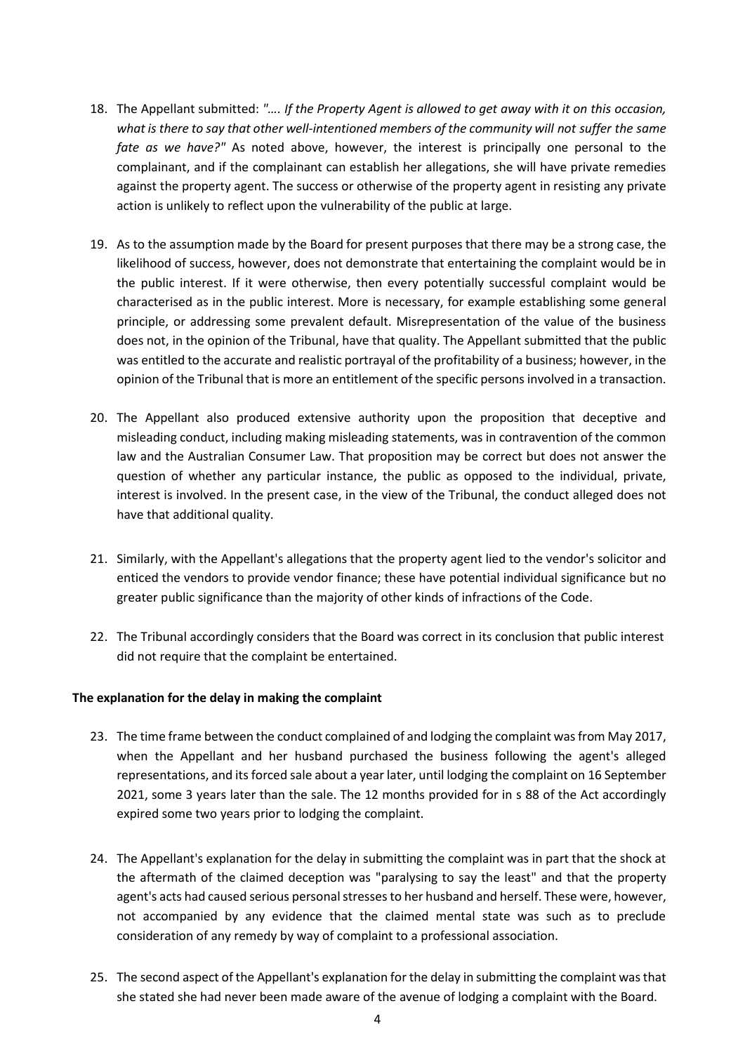18. The Appellant submitted: *".... If the Property Agent is allowed to get away with it on this occasion, what is there to say that other well-intentioned members of the community will not suffer the same fate as we have?"* As noted above, however, the interest is principally one personal to the complainant, and if the complainant can establish her allegations, she will have private remedies against the property agent. The success or otherwise of the property agent in resisting any private action is unlikely to reflect upon the vulnerability of the public at large.

19. As to the assumption made by the Board for present purposes that there may be a strong case, the likelihood of success, however, does not demonstrate that entertaining the complaint would be in the public interest. If it were otherwise, then every potentially successful complaint would be characterised as in the public interest. More is necessary, for example establishing some general principle, or addressing some prevalent default. Misrepresentation of the value of the business does not, in the opinion of the Tribunal, have that quality. The Appellant submitted that the public was entitled to the accurate and realistic portrayal of the profitability of a business; however, in the opinion of the Tribunal that is more an entitlement of the specific persons involved in a transaction.

20. The Appellant also produced extensive authority upon the proposition that deceptive and misleading conduct, including making misleading statements, was in contravention of the common law and the Australian Consumer Law. That proposition may be correct but does not answer the question of whether any particular instance, the public as opposed to the individual, private, interest is involved. In the present case, in the view of the Tribunal, the conduct alleged does not have that additional quality.

21. Similarly, with the Appellant's allegations that the property agent lied to the vendor's solicitor and enticed the vendors to provide vendor finance; these have potential individual significance but no greater public significance than the majority of other kinds of infractions of the Code.

22. The Tribunal accordingly considers that the Board was correct in its conclusion that public interest did not require that the complaint be entertained.

**The explanation for the delay in making the complaint**

23. The time frame between the conduct complained of and lodging the complaint was from May 2017, when the Appellant and her husband purchased the business following the agent's alleged representations, and its forced sale about a year later, until lodging the complaint on 16 September 2021, some 3 years later than the sale. The 12 months provided for in s 88 of the Act accordingly expired some two years prior to lodging the complaint.

24. The Appellant's explanation for the delay in submitting the complaint was in part that the shock at the aftermath of the claimed deception was "paralysing to say the least" and that the property agent's acts had caused serious personal stresses to her husband and herself. These were, however, not accompanied by any evidence that the claimed mental state was such as to preclude consideration of any remedy by way of complaint to a professional association.

25. The second aspect of the Appellant's explanation for the delay in submitting the complaint was that she stated she had never been made aware of the avenue of lodging a complaint with the Board.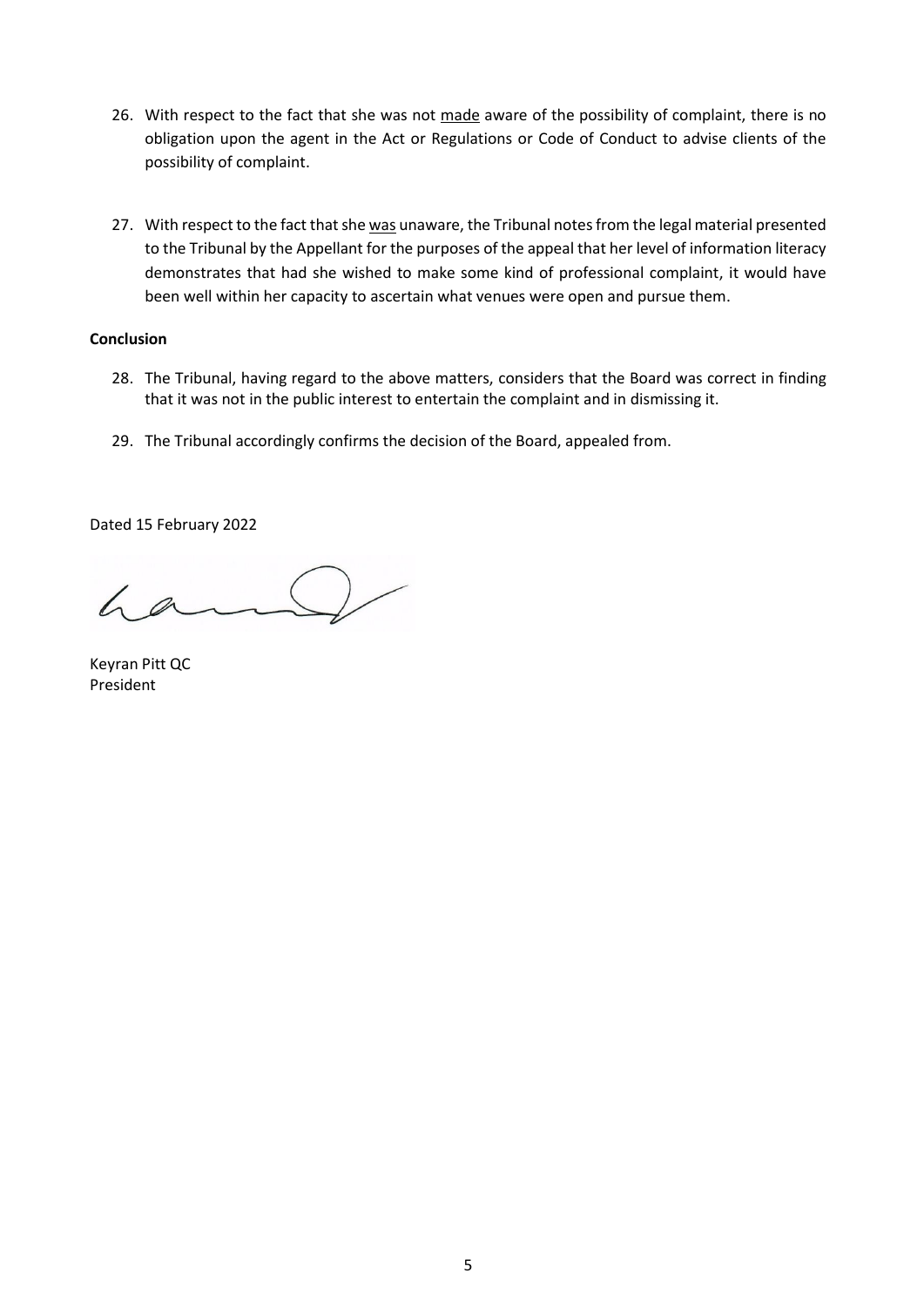26. With respect to the fact that she was not <u>made</u> aware of the possibility of complaint, there is no obligation upon the agent in the Act or Regulations or Code of Conduct to advise clients of the possibility of complaint.

27. With respect to the fact that she <u>was</u> unaware, the Tribunal notes from the legal material presented to the Tribunal by the Appellant for the purposes of the appeal that her level of information literacy demonstrates that had she wished to make some kind of professional complaint, it would have been well within her capacity to ascertain what venues were open and pursue them.

**Conclusion**

28. The Tribunal, having regard to the above matters, considers that the Board was correct in finding that it was not in the public interest to entertain the complaint and in dismissing it.

29. The Tribunal accordingly confirms the decision of the Board, appealed from.

Dated 15 February 2022

Keyran Pitt QC
President